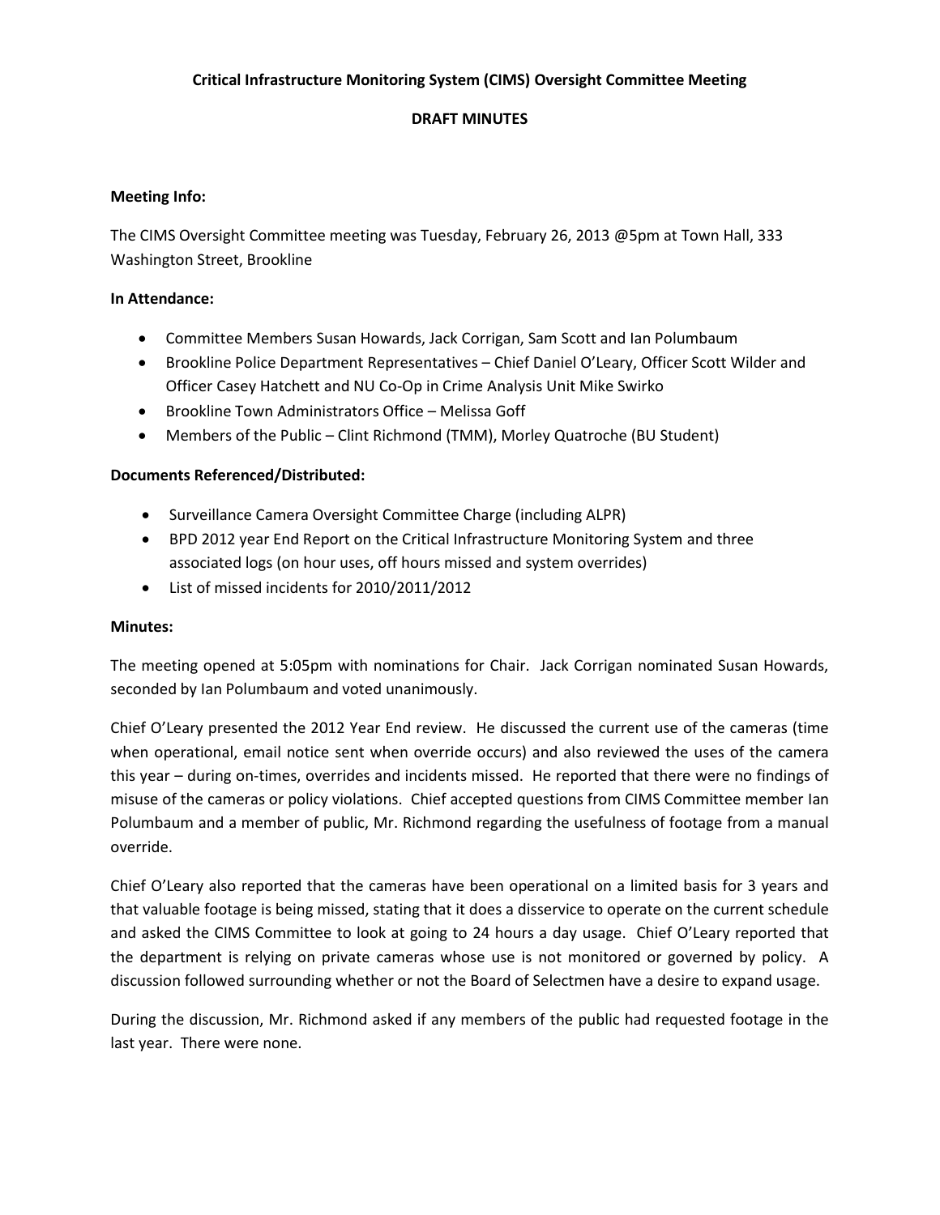# Critical Infrastructure Monitoring System (CIMS) Oversight Committee Meeting

## DRAFT MINUTES

**Meeting Info:**

The CIMS Oversight Committee meeting was Tuesday, February 26, 2013 @5pm at Town Hall, 333 Washington Street, Brookline

**In Attendance:**

- Committee Members Susan Howards, Jack Corrigan, Sam Scott and Ian Polumbaum
- Brookline Police Department Representatives – Chief Daniel O'Leary, Officer Scott Wilder and Officer Casey Hatchett and NU Co-Op in Crime Analysis Unit Mike Swirko
- Brookline Town Administrators Office – Melissa Goff
- Members of the Public – Clint Richmond (TMM), Morley Quatroche (BU Student)

**Documents Referenced/Distributed:**

- Surveillance Camera Oversight Committee Charge (including ALPR)
- BPD 2012 year End Report on the Critical Infrastructure Monitoring System and three associated logs (on hour uses, off hours missed and system overrides)
- List of missed incidents for 2010/2011/2012

**Minutes:**

The meeting opened at 5:05pm with nominations for Chair. Jack Corrigan nominated Susan Howards, seconded by Ian Polumbaum and voted unanimously.

Chief O'Leary presented the 2012 Year End review. He discussed the current use of the cameras (time when operational, email notice sent when override occurs) and also reviewed the uses of the camera this year – during on-times, overrides and incidents missed. He reported that there were no findings of misuse of the cameras or policy violations. Chief accepted questions from CIMS Committee member Ian Polumbaum and a member of public, Mr. Richmond regarding the usefulness of footage from a manual override.

Chief O'Leary also reported that the cameras have been operational on a limited basis for 3 years and that valuable footage is being missed, stating that it does a disservice to operate on the current schedule and asked the CIMS Committee to look at going to 24 hours a day usage. Chief O'Leary reported that the department is relying on private cameras whose use is not monitored or governed by policy. A discussion followed surrounding whether or not the Board of Selectmen have a desire to expand usage.

During the discussion, Mr. Richmond asked if any members of the public had requested footage in the last year. There were none.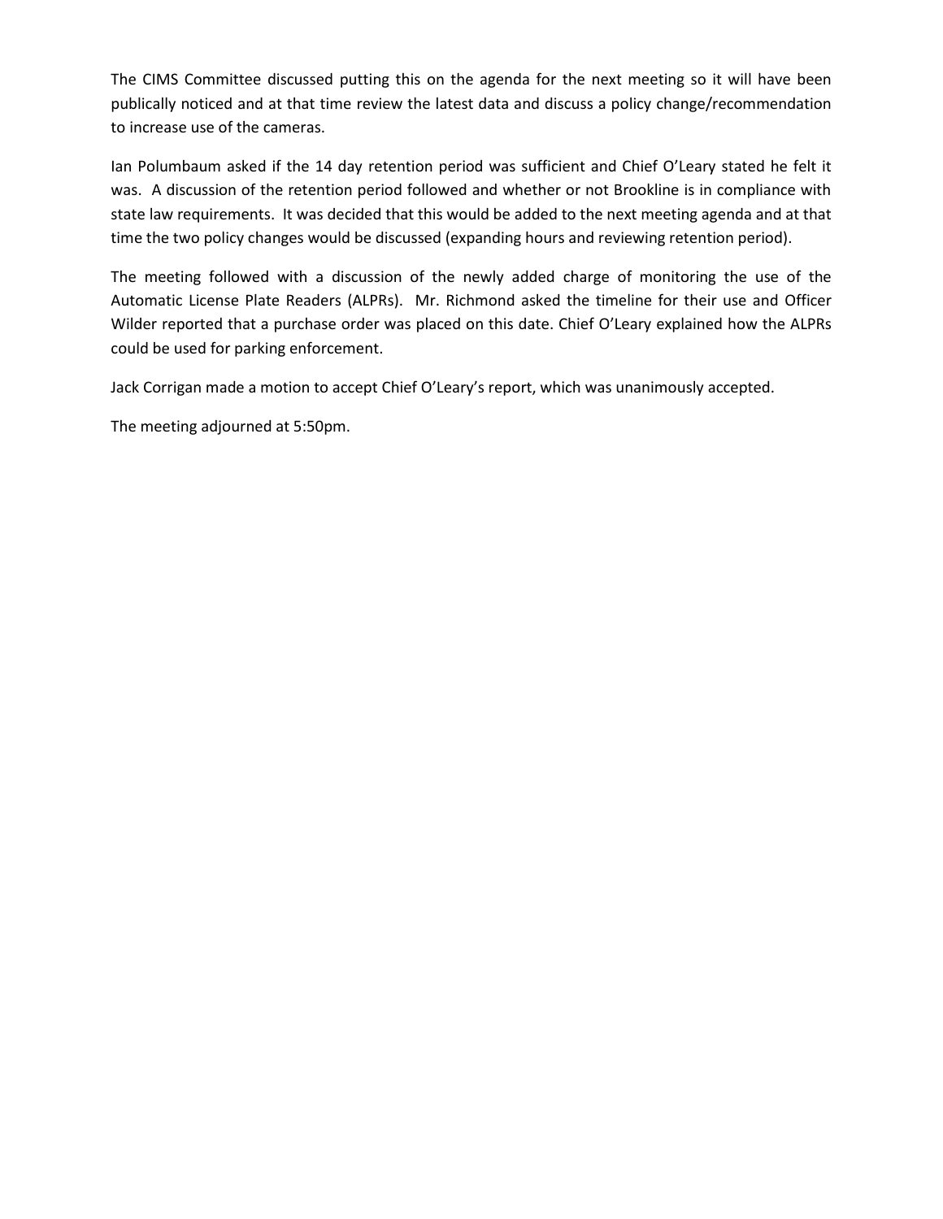The CIMS Committee discussed putting this on the agenda for the next meeting so it will have been publically noticed and at that time review the latest data and discuss a policy change/recommendation to increase use of the cameras.

Ian Polumbaum asked if the 14 day retention period was sufficient and Chief O'Leary stated he felt it was. A discussion of the retention period followed and whether or not Brookline is in compliance with state law requirements. It was decided that this would be added to the next meeting agenda and at that time the two policy changes would be discussed (expanding hours and reviewing retention period).

The meeting followed with a discussion of the newly added charge of monitoring the use of the Automatic License Plate Readers (ALPRs). Mr. Richmond asked the timeline for their use and Officer Wilder reported that a purchase order was placed on this date. Chief O'Leary explained how the ALPRs could be used for parking enforcement.

Jack Corrigan made a motion to accept Chief O'Leary's report, which was unanimously accepted.

The meeting adjourned at 5:50pm.